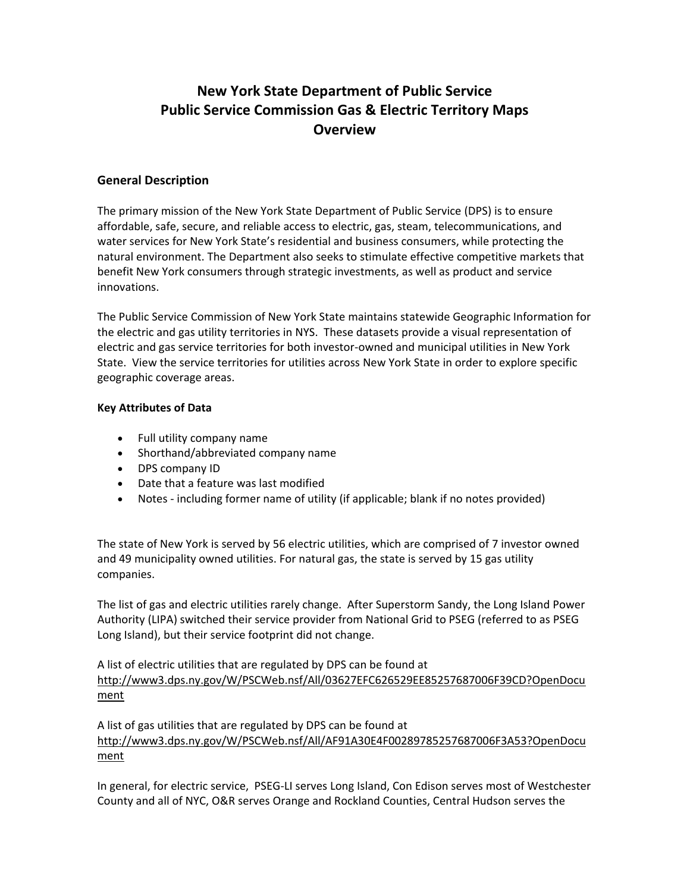# New York State Department of Public Service
# Public Service Commission Gas & Electric Territory Maps
# Overview

## General Description

The primary mission of the New York State Department of Public Service (DPS) is to ensure affordable, safe, secure, and reliable access to electric, gas, steam, telecommunications, and water services for New York State's residential and business consumers, while protecting the natural environment. The Department also seeks to stimulate effective competitive markets that benefit New York consumers through strategic investments, as well as product and service innovations.

The Public Service Commission of New York State maintains statewide Geographic Information for the electric and gas utility territories in NYS. These datasets provide a visual representation of electric and gas service territories for both investor-owned and municipal utilities in New York State. View the service territories for utilities across New York State in order to explore specific geographic coverage areas.

### Key Attributes of Data

- Full utility company name
- Shorthand/abbreviated company name
- DPS company ID
- Date that a feature was last modified
- Notes - including former name of utility (if applicable; blank if no notes provided)

The state of New York is served by 56 electric utilities, which are comprised of 7 investor owned and 49 municipality owned utilities. For natural gas, the state is served by 15 gas utility companies.

The list of gas and electric utilities rarely change. After Superstorm Sandy, the Long Island Power Authority (LIPA) switched their service provider from National Grid to PSEG (referred to as PSEG Long Island), but their service footprint did not change.

A list of electric utilities that are regulated by DPS can be found at http://www3.dps.ny.gov/W/PSCWeb.nsf/All/03627EFC626529EE85257687006F39CD?OpenDocument

A list of gas utilities that are regulated by DPS can be found at http://www3.dps.ny.gov/W/PSCWeb.nsf/All/AF91A30E4F00289785257687006F3A53?OpenDocument

In general, for electric service, PSEG-LI serves Long Island, Con Edison serves most of Westchester County and all of NYC, O&R serves Orange and Rockland Counties, Central Hudson serves the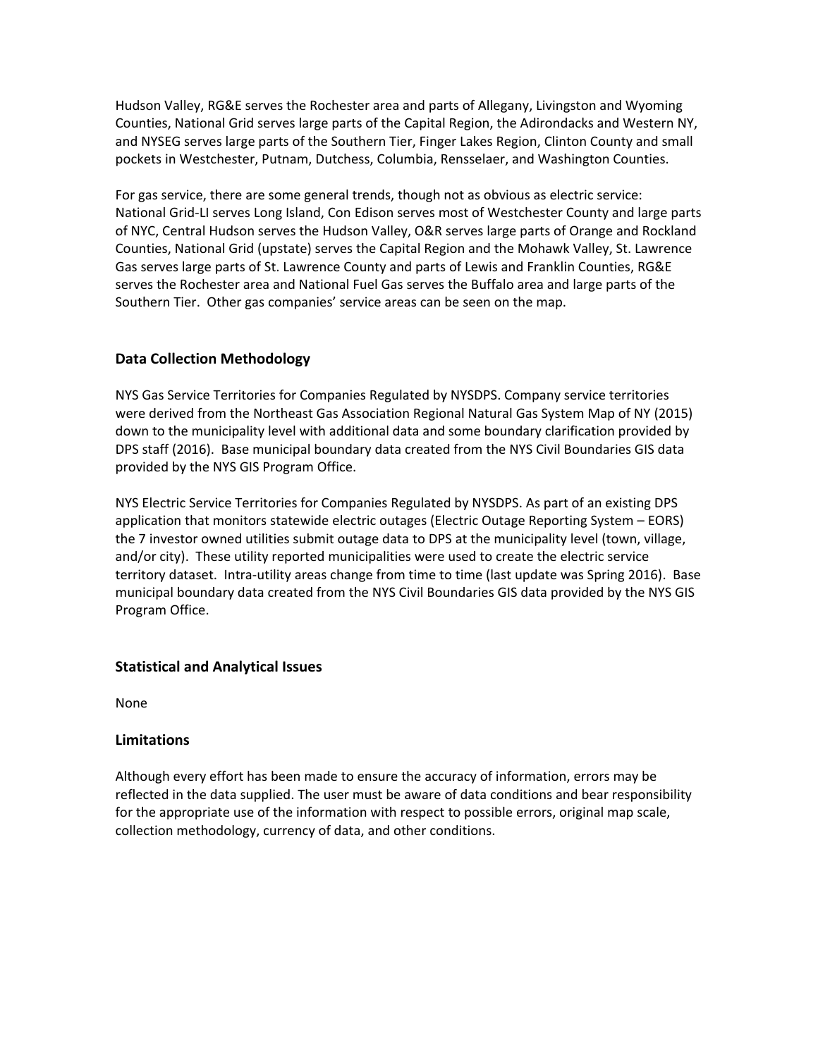Hudson Valley, RG&E serves the Rochester area and parts of Allegany, Livingston and Wyoming Counties, National Grid serves large parts of the Capital Region, the Adirondacks and Western NY, and NYSEG serves large parts of the Southern Tier, Finger Lakes Region, Clinton County and small pockets in Westchester, Putnam, Dutchess, Columbia, Rensselaer, and Washington Counties.

For gas service, there are some general trends, though not as obvious as electric service: National Grid-LI serves Long Island, Con Edison serves most of Westchester County and large parts of NYC, Central Hudson serves the Hudson Valley, O&R serves large parts of Orange and Rockland Counties, National Grid (upstate) serves the Capital Region and the Mohawk Valley, St. Lawrence Gas serves large parts of St. Lawrence County and parts of Lewis and Franklin Counties, RG&E serves the Rochester area and National Fuel Gas serves the Buffalo area and large parts of the Southern Tier. Other gas companies' service areas can be seen on the map.

## Data Collection Methodology

NYS Gas Service Territories for Companies Regulated by NYSDPS. Company service territories were derived from the Northeast Gas Association Regional Natural Gas System Map of NY (2015) down to the municipality level with additional data and some boundary clarification provided by DPS staff (2016). Base municipal boundary data created from the NYS Civil Boundaries GIS data provided by the NYS GIS Program Office.

NYS Electric Service Territories for Companies Regulated by NYSDPS. As part of an existing DPS application that monitors statewide electric outages (Electric Outage Reporting System – EORS) the 7 investor owned utilities submit outage data to DPS at the municipality level (town, village, and/or city). These utility reported municipalities were used to create the electric service territory dataset. Intra-utility areas change from time to time (last update was Spring 2016). Base municipal boundary data created from the NYS Civil Boundaries GIS data provided by the NYS GIS Program Office.

## Statistical and Analytical Issues

None

## Limitations

Although every effort has been made to ensure the accuracy of information, errors may be reflected in the data supplied. The user must be aware of data conditions and bear responsibility for the appropriate use of the information with respect to possible errors, original map scale, collection methodology, currency of data, and other conditions.